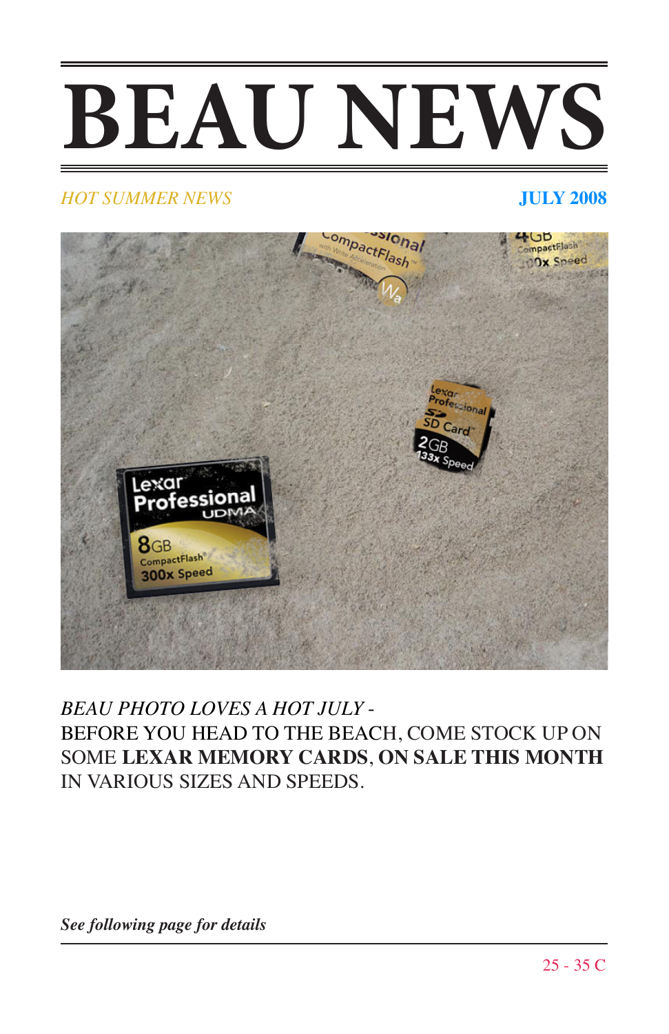# BEAU NEWS

*HOT SUMMER NEWS* **JULY 2008**

*BEAU PHOTO LOVES A HOT JULY* -
BEFORE YOU HEAD TO THE BEACH, COME STOCK UP ON SOME **LEXAR MEMORY CARDS**, **ON SALE THIS MONTH** IN VARIOUS SIZES AND SPEEDS.

***See following page for details***

25 - 35 C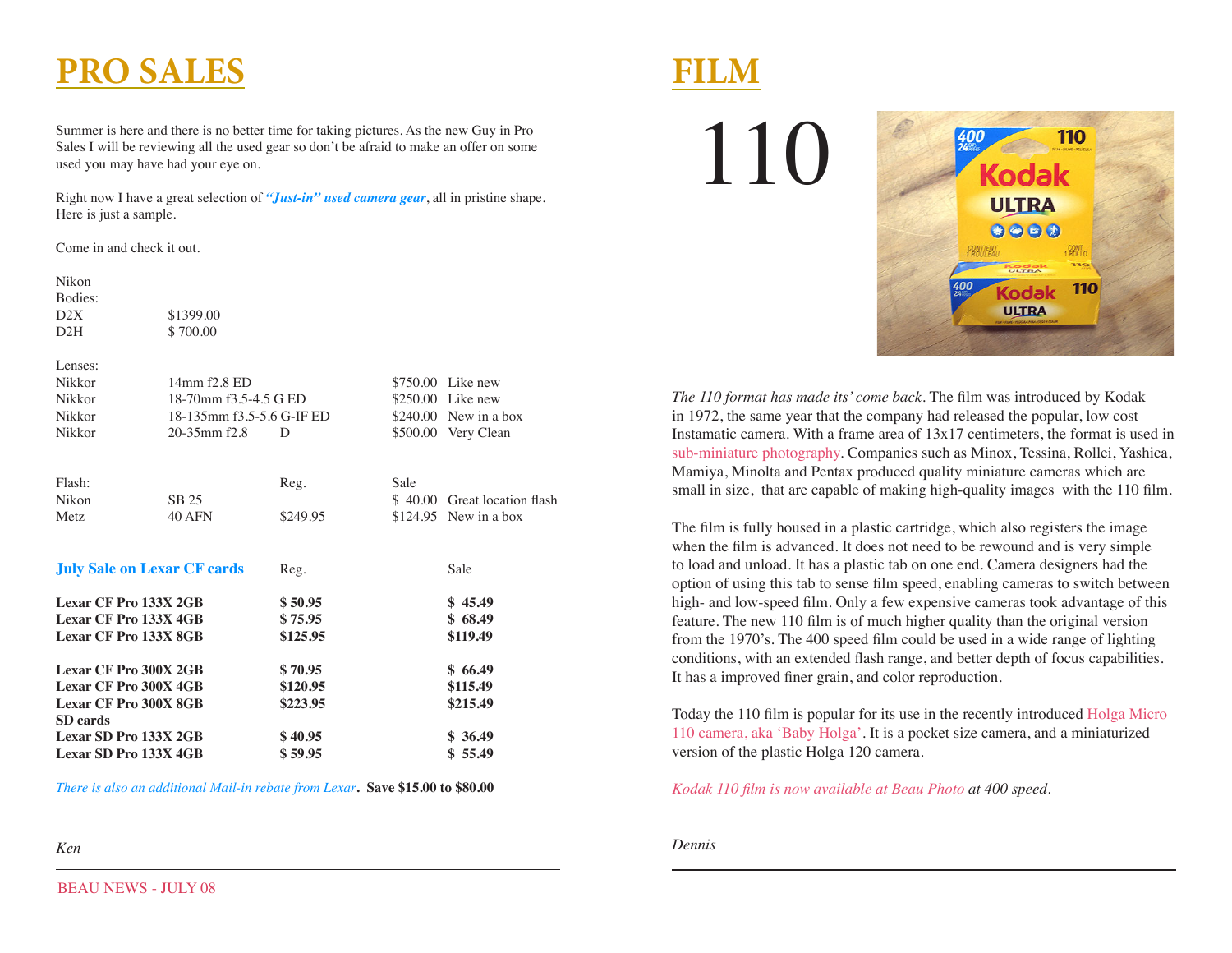# PRO SALES

Summer is here and there is no better time for taking pictures. As the new Guy in Pro Sales I will be reviewing all the used gear so don't be afraid to make an offer on some used you may have had your eye on.

Right now I have a great selection of ***"Just-in" used camera gear***, all in pristine shape. Here is just a sample.

Come in and check it out.

Nikon
Bodies:

| | |
|---|---|
| D2X | $1399.00 |
| D2H | $ 700.00 |

Lenses:

| | | | | |
|---|---|---|---|---|
| Nikkor | 14mm f2.8 ED | | $750.00 | Like new |
| Nikkor | 18-70mm f3.5-4.5 G ED | | $250.00 | Like new |
| Nikkor | 18-135mm f3.5-5.6 G-IF ED | | $240.00 | New in a box |
| Nikkor | 20-35mm f2.8 | D | $500.00 | Very Clean |

| Flash: | | Reg. | Sale | |
|---|---|---|---|---|
| Nikon | SB 25 | | $ 40.00 | Great location flash |
| Metz | 40 AFN | $249.95 | $124.95 | New in a box |

| **July Sale on Lexar CF cards** | Reg. | Sale |
|---|---|---|
| **Lexar CF Pro 133X 2GB** | **$ 50.95** | **$ 45.49** |
| **Lexar CF Pro 133X 4GB** | **$ 75.95** | **$ 68.49** |
| **Lexar CF Pro 133X 8GB** | **$125.95** | **$119.49** |
| **Lexar CF Pro 300X 2GB** | **$ 70.95** | **$ 66.49** |
| **Lexar CF Pro 300X 4GB** | **$120.95** | **$115.49** |
| **Lexar CF Pro 300X 8GB** | **$223.95** | **$215.49** |
| **SD cards** | | |
| **Lexar SD Pro 133X 2GB** | **$ 40.95** | **$ 36.49** |
| **Lexar SD Pro 133X 4GB** | **$ 59.95** | **$ 55.49** |

*There is also an additional Mail-in rebate from Lexar*. **Save $15.00 to $80.00**

*Ken*

# FILM

## 110

*The 110 format has made its' come back*. The film was introduced by Kodak in 1972, the same year that the company had released the popular, low cost Instamatic camera. With a frame area of 13x17 centimeters, the format is used in sub-miniature photography. Companies such as Minox, Tessina, Rollei, Yashica, Mamiya, Minolta and Pentax produced quality miniature cameras which are small in size, that are capable of making high-quality images with the 110 film.

The film is fully housed in a plastic cartridge, which also registers the image when the film is advanced. It does not need to be rewound and is very simple to load and unload. It has a plastic tab on one end. Camera designers had the option of using this tab to sense film speed, enabling cameras to switch between high- and low-speed film. Only a few expensive cameras took advantage of this feature. The new 110 film is of much higher quality than the original version from the 1970's. The 400 speed film could be used in a wide range of lighting conditions, with an extended flash range, and better depth of focus capabilities. It has a improved finer grain, and color reproduction.

Today the 110 film is popular for its use in the recently introduced Holga Micro 110 camera, aka 'Baby Holga'. It is a pocket size camera, and a miniaturized version of the plastic Holga 120 camera.

*Kodak 110 film is now available at Beau Photo at 400 speed.*

*Dennis*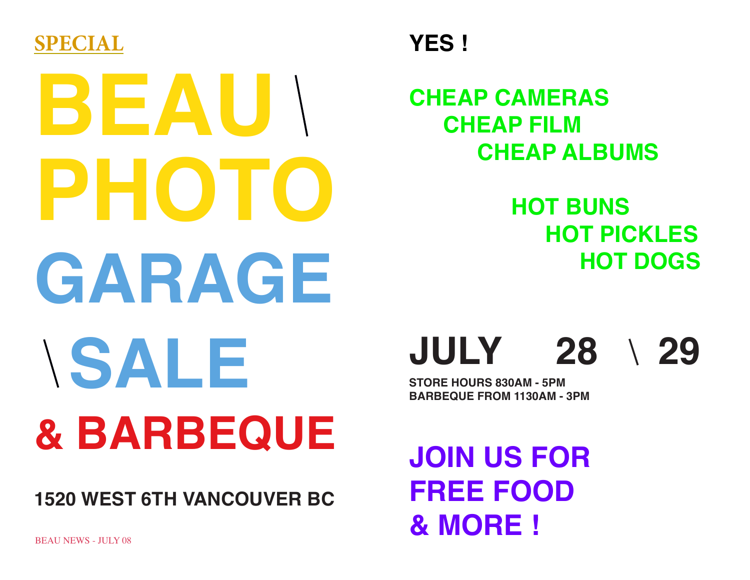SPECIAL

# BEAU \ PHOTO GARAGE \ SALE & BARBEQUE

**1520 WEST 6TH VANCOUVER BC**

BEAU NEWS - JULY 08

**YES !**

**CHEAP CAMERAS**
**CHEAP FILM**
**CHEAP ALBUMS**

**HOT BUNS**
**HOT PICKLES**
**HOT DOGS**

## JULY 28 \ 29

**STORE HOURS 830AM - 5PM**
**BARBEQUE FROM 1130AM - 3PM**

## JOIN US FOR FREE FOOD & MORE !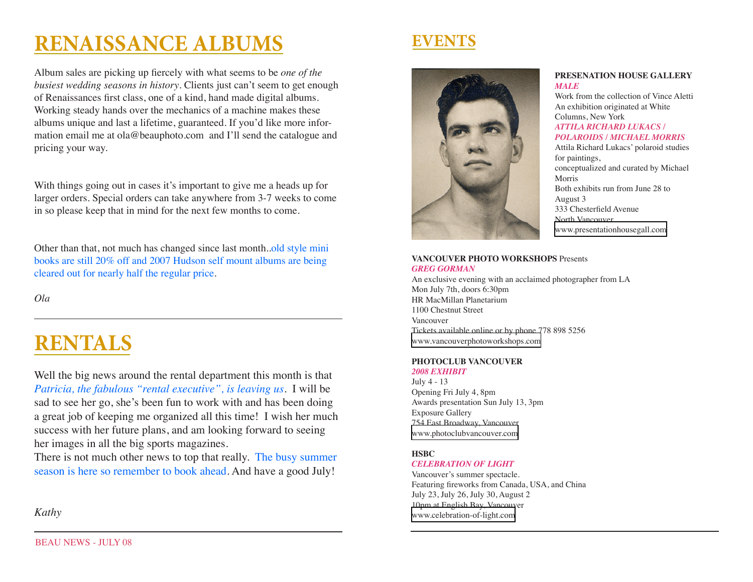# RENAISSANCE ALBUMS

Album sales are picking up fiercely with what seems to be *one of the busiest wedding seasons in history*. Clients just can't seem to get enough of Renaissances first class, one of a kind, hand made digital albums. Working steady hands over the mechanics of a machine makes these albums unique and last a lifetime, guaranteed. If you'd like more information email me at ola@beauphoto.com and I'll send the catalogue and pricing your way.

With things going out in cases it's important to give me a heads up for larger orders. Special orders can take anywhere from 3-7 weeks to come in so please keep that in mind for the next few months to come.

Other than that, not much has changed since last month..old style mini books are still 20% off and 2007 Hudson self mount albums are being cleared out for nearly half the regular price.

*Ola*

# RENTALS

Well the big news around the rental department this month is that *Patricia, the fabulous "rental executive", is leaving us*. I will be sad to see her go, she's been fun to work with and has been doing a great job of keeping me organized all this time! I wish her much success with her future plans, and am looking forward to seeing her images in all the big sports magazines.

There is not much other news to top that really. The busy summer season is here so remember to book ahead. And have a good July!

*Kathy*

# EVENTS

**PRESENATION HOUSE GALLERY**
***MALE***
Work from the collection of Vince Aletti
An exhibition originated at White Columns, New York
***ATTILA RICHARD LUKACS / POLAROIDS / MICHAEL MORRIS***
Attila Richard Lukacs' polaroid studies for paintings,
conceptualized and curated by Michael Morris
Both exhibits run from June 28 to August 3
333 Chesterfield Avenue
North Vancouver
www.presentationhousegall.com

**VANCOUVER PHOTO WORKSHOPS** Presents
***GREG GORMAN***
An exclusive evening with an acclaimed photographer from LA
Mon July 7th, doors 6:30pm
HR MacMillan Planetarium
1100 Chestnut Street
Vancouver
Tickets available online or by phone 778 898 5256
www.vancouverphotoworkshops.com

**PHOTOCLUB VANCOUVER**
***2008 EXHIBIT***
July 4 - 13
Opening Fri July 4, 8pm
Awards presentation Sun July 13, 3pm
Exposure Gallery
754 East Broadway, Vancouver
www.photoclubvancouver.com

**HSBC**
***CELEBRATION OF LIGHT***
Vancouver's summer spectacle.
Featuring fireworks from Canada, USA, and China
July 23, July 26, July 30, August 2
10pm at English Bay, Vancouver
www.celebration-of-light.com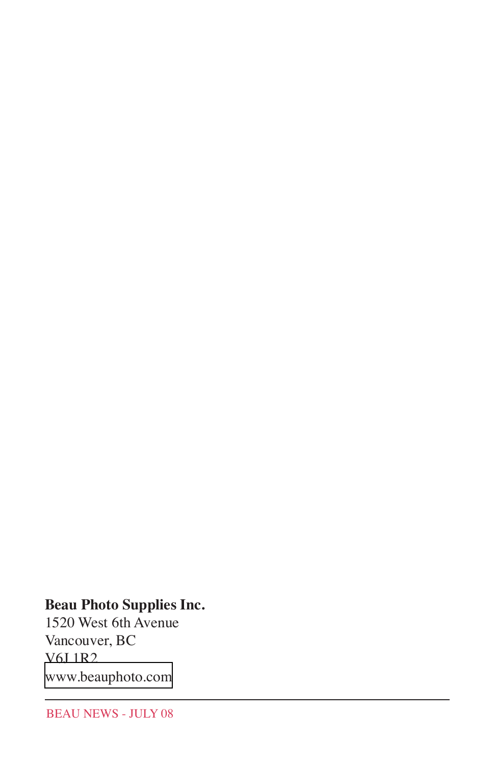**Beau Photo Supplies Inc.**
1520 West 6th Avenue
Vancouver, BC
V6J 1R2
www.beauphoto.com